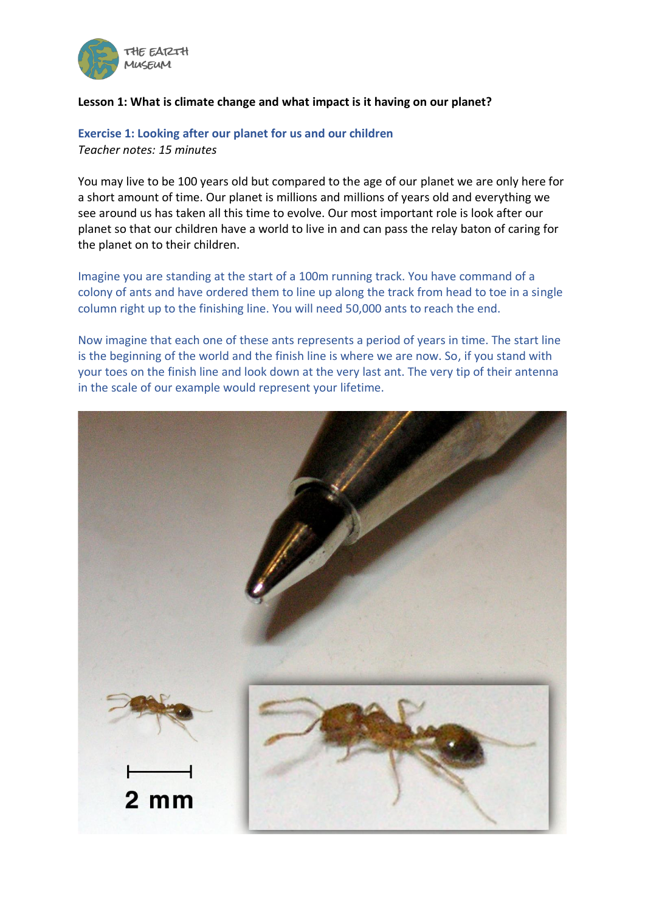**Lesson 1: What is climate change and what impact is it having on our planet?**

## Exercise 1: Looking after our planet for us and our children

*Teacher notes: 15 minutes*

You may live to be 100 years old but compared to the age of our planet we are only here for a short amount of time. Our planet is millions and millions of years old and everything we see around us has taken all this time to evolve. Our most important role is look after our planet so that our children have a world to live in and can pass the relay baton of caring for the planet on to their children.

Imagine you are standing at the start of a 100m running track. You have command of a colony of ants and have ordered them to line up along the track from head to toe in a single column right up to the finishing line. You will need 50,000 ants to reach the end.

Now imagine that each one of these ants represents a period of years in time. The start line is the beginning of the world and the finish line is where we are now. So, if you stand with your toes on the finish line and look down at the very last ant. The very tip of their antenna in the scale of our example would represent your lifetime.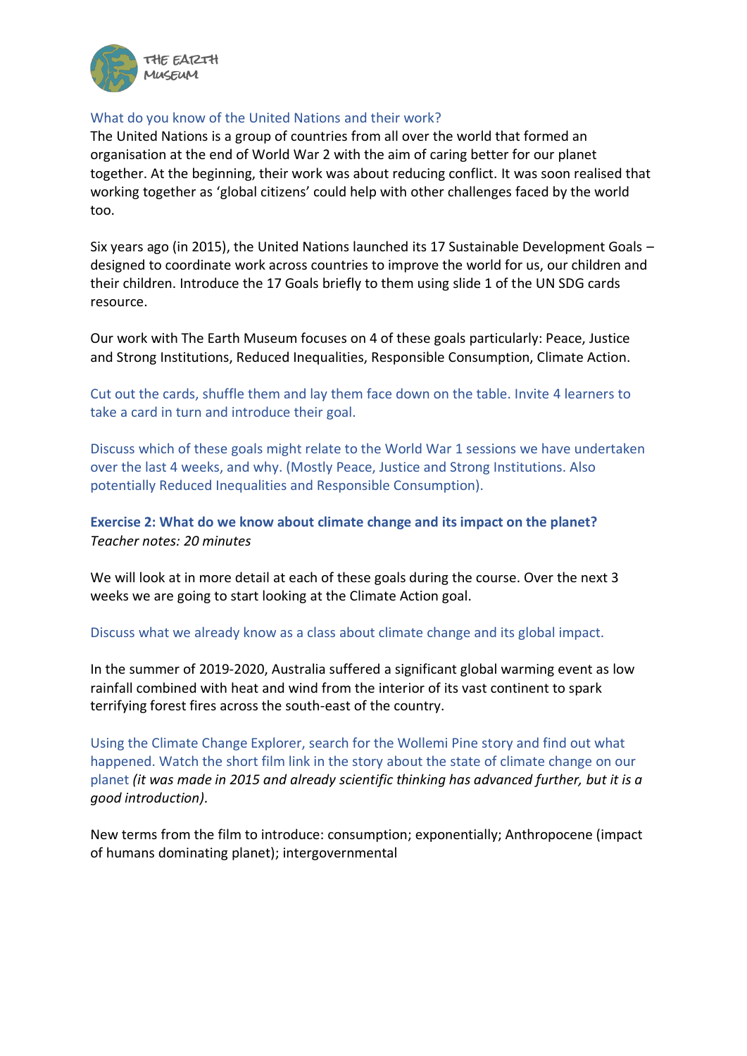What do you know of the United Nations and their work?

The United Nations is a group of countries from all over the world that formed an organisation at the end of World War 2 with the aim of caring better for our planet together. At the beginning, their work was about reducing conflict. It was soon realised that working together as 'global citizens' could help with other challenges faced by the world too.

Six years ago (in 2015), the United Nations launched its 17 Sustainable Development Goals – designed to coordinate work across countries to improve the world for us, our children and their children. Introduce the 17 Goals briefly to them using slide 1 of the UN SDG cards resource.

Our work with The Earth Museum focuses on 4 of these goals particularly: Peace, Justice and Strong Institutions, Reduced Inequalities, Responsible Consumption, Climate Action.

Cut out the cards, shuffle them and lay them face down on the table. Invite 4 learners to take a card in turn and introduce their goal.

Discuss which of these goals might relate to the World War 1 sessions we have undertaken over the last 4 weeks, and why. (Mostly Peace, Justice and Strong Institutions. Also potentially Reduced Inequalities and Responsible Consumption).

### Exercise 2: What do we know about climate change and its impact on the planet?

*Teacher notes: 20 minutes*

We will look at in more detail at each of these goals during the course. Over the next 3 weeks we are going to start looking at the Climate Action goal.

Discuss what we already know as a class about climate change and its global impact.

In the summer of 2019-2020, Australia suffered a significant global warming event as low rainfall combined with heat and wind from the interior of its vast continent to spark terrifying forest fires across the south-east of the country.

Using the Climate Change Explorer, search for the Wollemi Pine story and find out what happened. Watch the short film link in the story about the state of climate change on our planet *(it was made in 2015 and already scientific thinking has advanced further, but it is a good introduction).*

New terms from the film to introduce: consumption; exponentially; Anthropocene (impact of humans dominating planet); intergovernmental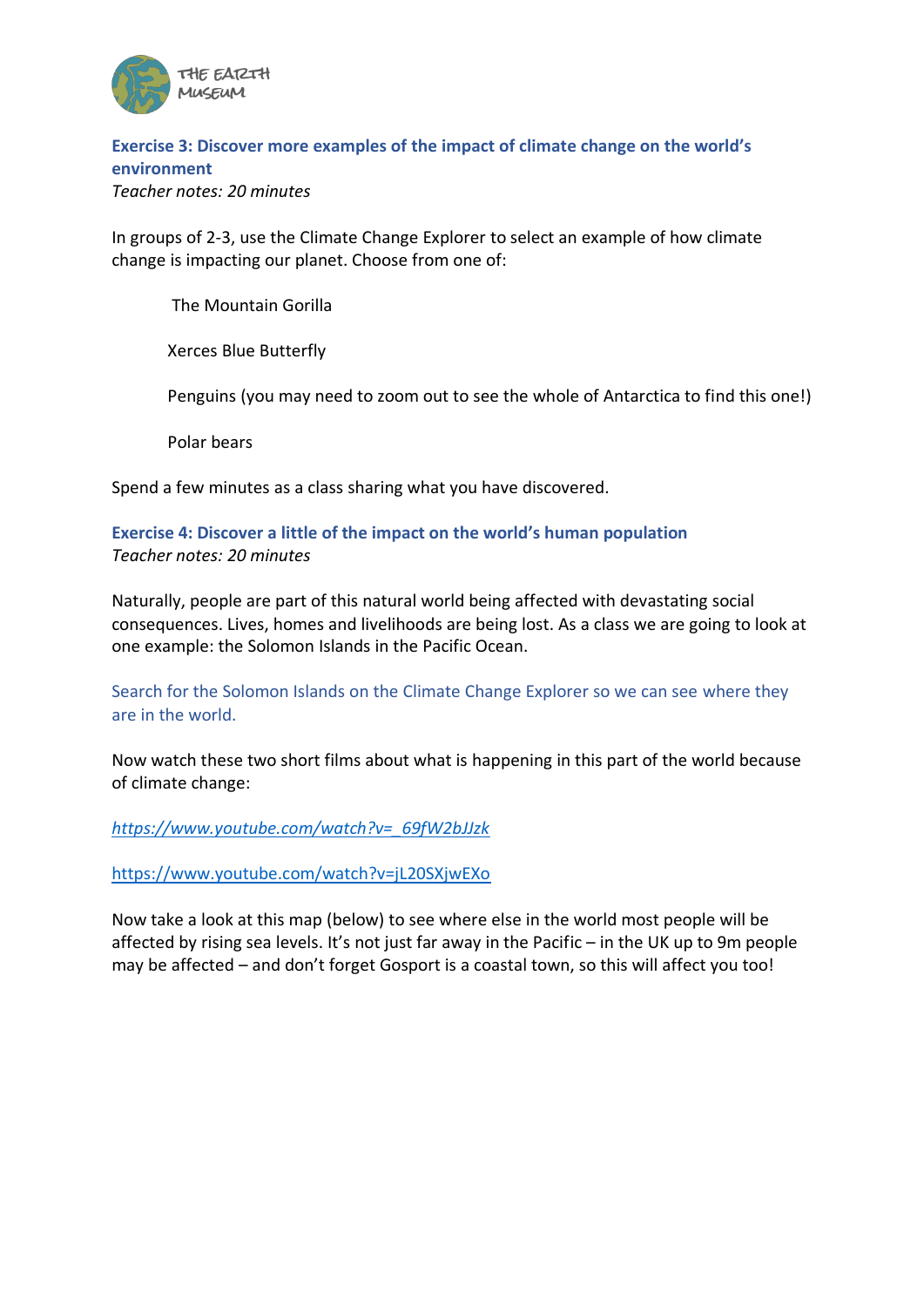### Exercise 3: Discover more examples of the impact of climate change on the world's environment

*Teacher notes: 20 minutes*

In groups of 2-3, use the Climate Change Explorer to select an example of how climate change is impacting our planet. Choose from one of:

- The Mountain Gorilla
- Xerces Blue Butterfly
- Penguins (you may need to zoom out to see the whole of Antarctica to find this one!)
- Polar bears

Spend a few minutes as a class sharing what you have discovered.

### Exercise 4: Discover a little of the impact on the world's human population

*Teacher notes: 20 minutes*

Naturally, people are part of this natural world being affected with devastating social consequences. Lives, homes and livelihoods are being lost. As a class we are going to look at one example: the Solomon Islands in the Pacific Ocean.

Search for the Solomon Islands on the Climate Change Explorer so we can see where they are in the world.

Now watch these two short films about what is happening in this part of the world because of climate change:

*https://www.youtube.com/watch?v=_69fW2bJJzk*

https://www.youtube.com/watch?v=jL20SXjwEXo

Now take a look at this map (below) to see where else in the world most people will be affected by rising sea levels. It's not just far away in the Pacific – in the UK up to 9m people may be affected – and don't forget Gosport is a coastal town, so this will affect you too!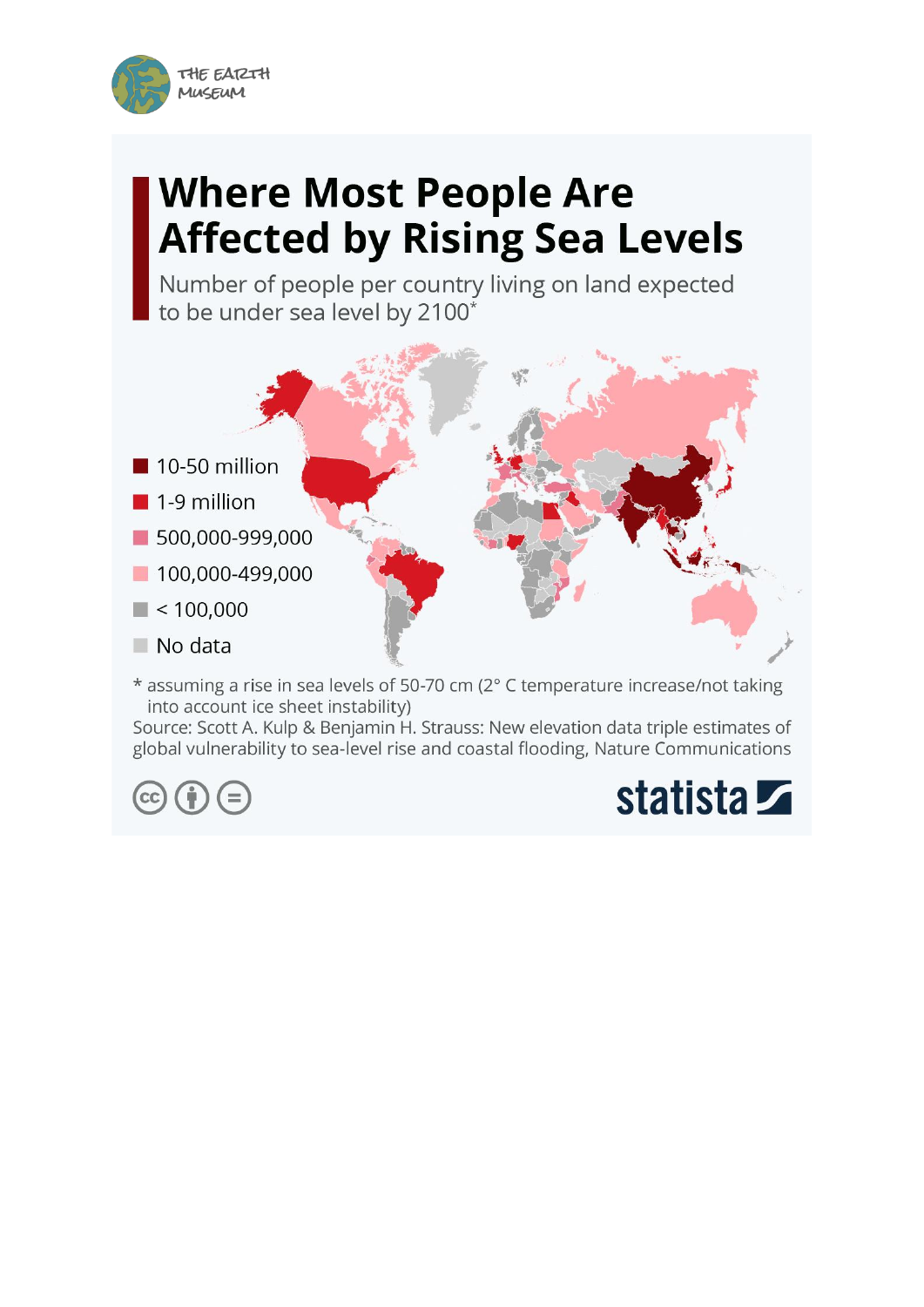# Where Most People Are Affected by Rising Sea Levels

Number of people per country living on land expected to be under sea level by 2100*

10-50 million
1-9 million
500,000-999,000
100,000-499,000
< 100,000
No data

* assuming a rise in sea levels of 50-70 cm (2° C temperature increase/not taking into account ice sheet instability)

Source: Scott A. Kulp & Benjamin H. Strauss: New elevation data triple estimates of global vulnerability to sea-level rise and coastal flooding, Nature Communications

statista